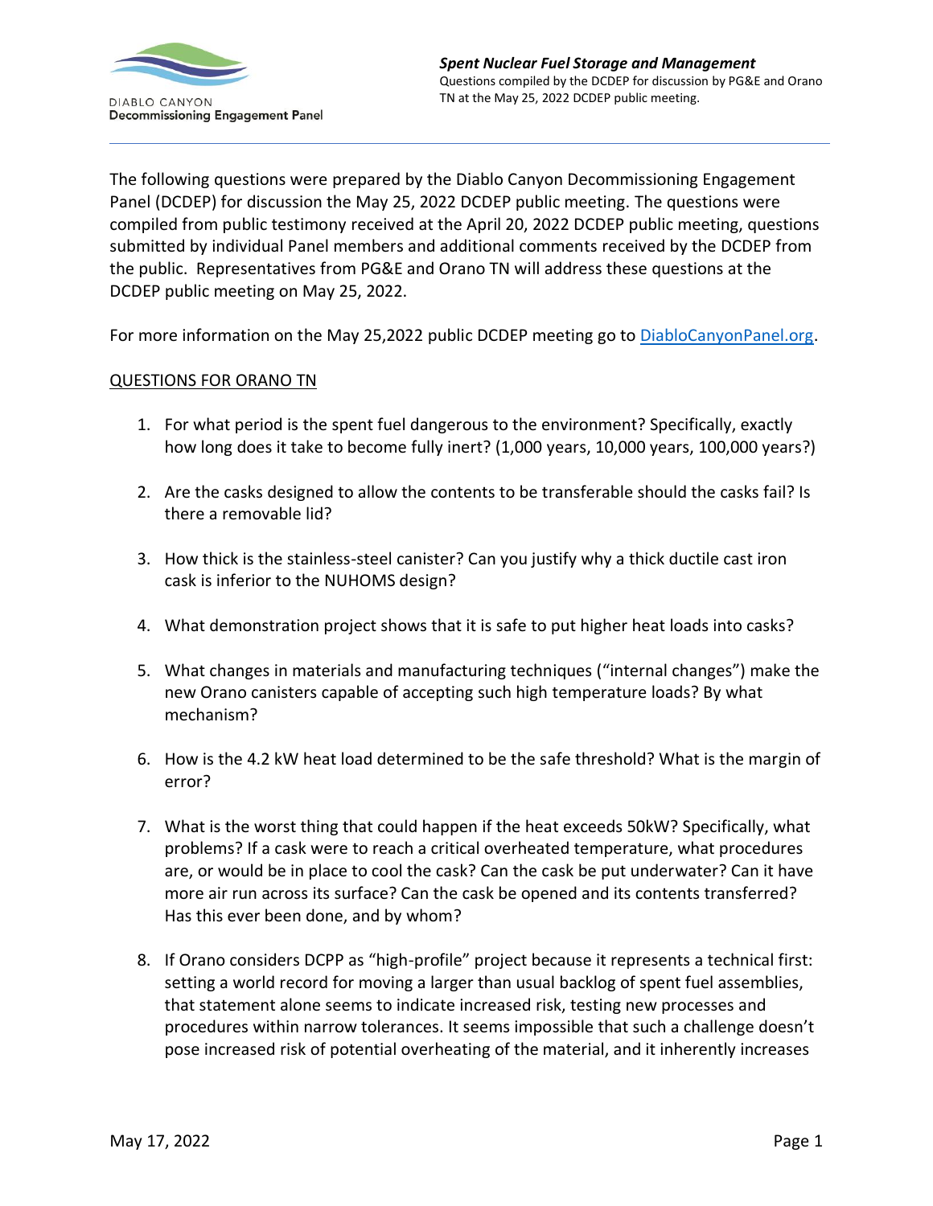DIABLO CANYON
**Decommissioning Engagement Panel**

***Spent Nuclear Fuel Storage and Management***
Questions compiled by the DCDEP for discussion by PG&E and Orano TN at the May 25, 2022 DCDEP public meeting.

The following questions were prepared by the Diablo Canyon Decommissioning Engagement Panel (DCDEP) for discussion the May 25, 2022 DCDEP public meeting. The questions were compiled from public testimony received at the April 20, 2022 DCDEP public meeting, questions submitted by individual Panel members and additional comments received by the DCDEP from the public. Representatives from PG&E and Orano TN will address these questions at the DCDEP public meeting on May 25, 2022.

For more information on the May 25,2022 public DCDEP meeting go to [DiabloCanyonPanel.org](DiabloCanyonPanel.org).

## QUESTIONS FOR ORANO TN

1. For what period is the spent fuel dangerous to the environment? Specifically, exactly how long does it take to become fully inert? (1,000 years, 10,000 years, 100,000 years?)

2. Are the casks designed to allow the contents to be transferable should the casks fail? Is there a removable lid?

3. How thick is the stainless-steel canister? Can you justify why a thick ductile cast iron cask is inferior to the NUHOMS design?

4. What demonstration project shows that it is safe to put higher heat loads into casks?

5. What changes in materials and manufacturing techniques ("internal changes") make the new Orano canisters capable of accepting such high temperature loads? By what mechanism?

6. How is the 4.2 kW heat load determined to be the safe threshold? What is the margin of error?

7. What is the worst thing that could happen if the heat exceeds 50kW? Specifically, what problems? If a cask were to reach a critical overheated temperature, what procedures are, or would be in place to cool the cask? Can the cask be put underwater? Can it have more air run across its surface? Can the cask be opened and its contents transferred? Has this ever been done, and by whom?

8. If Orano considers DCPP as "high-profile" project because it represents a technical first: setting a world record for moving a larger than usual backlog of spent fuel assemblies, that statement alone seems to indicate increased risk, testing new processes and procedures within narrow tolerances. It seems impossible that such a challenge doesn't pose increased risk of potential overheating of the material, and it inherently increases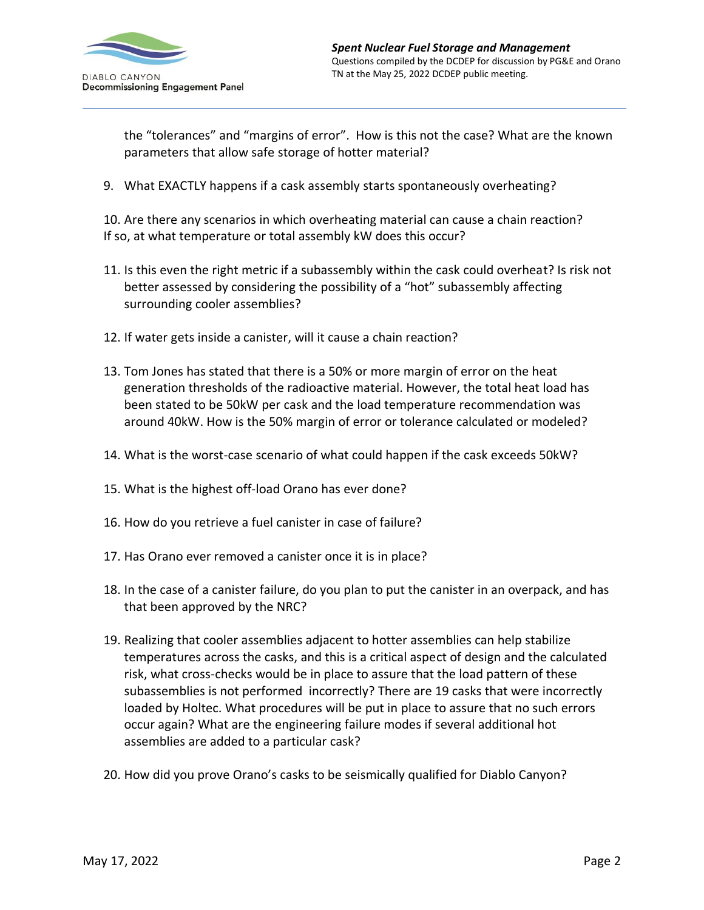the "tolerances" and "margins of error". How is this not the case? What are the known parameters that allow safe storage of hotter material?

9. What EXACTLY happens if a cask assembly starts spontaneously overheating?

10. Are there any scenarios in which overheating material can cause a chain reaction? If so, at what temperature or total assembly kW does this occur?

11. Is this even the right metric if a subassembly within the cask could overheat? Is risk not better assessed by considering the possibility of a "hot" subassembly affecting surrounding cooler assemblies?

12. If water gets inside a canister, will it cause a chain reaction?

13. Tom Jones has stated that there is a 50% or more margin of error on the heat generation thresholds of the radioactive material. However, the total heat load has been stated to be 50kW per cask and the load temperature recommendation was around 40kW. How is the 50% margin of error or tolerance calculated or modeled?

14. What is the worst-case scenario of what could happen if the cask exceeds 50kW?

15. What is the highest off-load Orano has ever done?

16. How do you retrieve a fuel canister in case of failure?

17. Has Orano ever removed a canister once it is in place?

18. In the case of a canister failure, do you plan to put the canister in an overpack, and has that been approved by the NRC?

19. Realizing that cooler assemblies adjacent to hotter assemblies can help stabilize temperatures across the casks, and this is a critical aspect of design and the calculated risk, what cross-checks would be in place to assure that the load pattern of these subassemblies is not performed incorrectly? There are 19 casks that were incorrectly loaded by Holtec. What procedures will be put in place to assure that no such errors occur again? What are the engineering failure modes if several additional hot assemblies are added to a particular cask?

20. How did you prove Orano's casks to be seismically qualified for Diablo Canyon?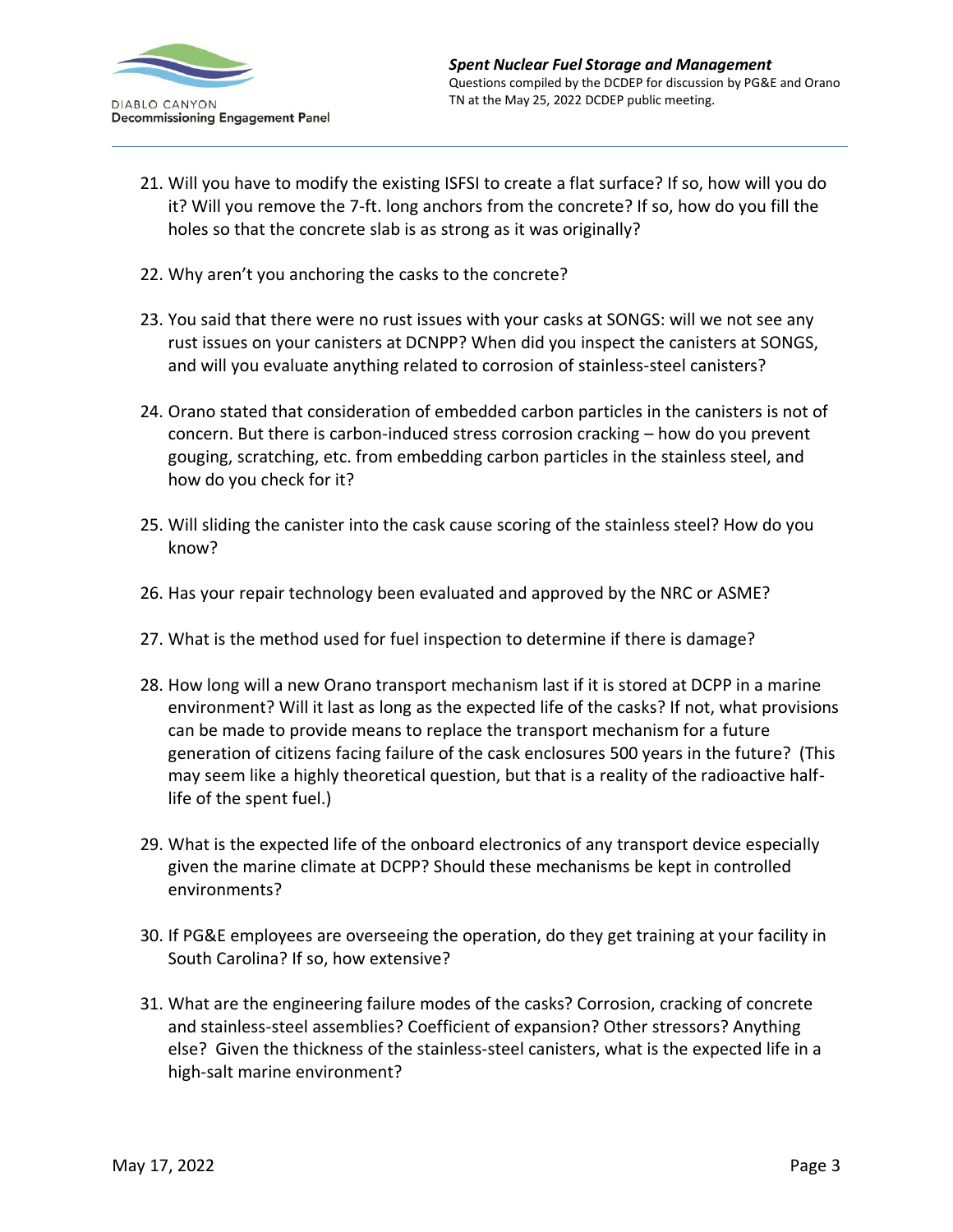21. Will you have to modify the existing ISFSI to create a flat surface? If so, how will you do it? Will you remove the 7-ft. long anchors from the concrete? If so, how do you fill the holes so that the concrete slab is as strong as it was originally?

22. Why aren't you anchoring the casks to the concrete?

23. You said that there were no rust issues with your casks at SONGS: will we not see any rust issues on your canisters at DCNPP? When did you inspect the canisters at SONGS, and will you evaluate anything related to corrosion of stainless-steel canisters?

24. Orano stated that consideration of embedded carbon particles in the canisters is not of concern. But there is carbon-induced stress corrosion cracking – how do you prevent gouging, scratching, etc. from embedding carbon particles in the stainless steel, and how do you check for it?

25. Will sliding the canister into the cask cause scoring of the stainless steel? How do you know?

26. Has your repair technology been evaluated and approved by the NRC or ASME?

27. What is the method used for fuel inspection to determine if there is damage?

28. How long will a new Orano transport mechanism last if it is stored at DCPP in a marine environment? Will it last as long as the expected life of the casks? If not, what provisions can be made to provide means to replace the transport mechanism for a future generation of citizens facing failure of the cask enclosures 500 years in the future? (This may seem like a highly theoretical question, but that is a reality of the radioactive half-life of the spent fuel.)

29. What is the expected life of the onboard electronics of any transport device especially given the marine climate at DCPP? Should these mechanisms be kept in controlled environments?

30. If PG&E employees are overseeing the operation, do they get training at your facility in South Carolina? If so, how extensive?

31. What are the engineering failure modes of the casks? Corrosion, cracking of concrete and stainless-steel assemblies? Coefficient of expansion? Other stressors? Anything else? Given the thickness of the stainless-steel canisters, what is the expected life in a high-salt marine environment?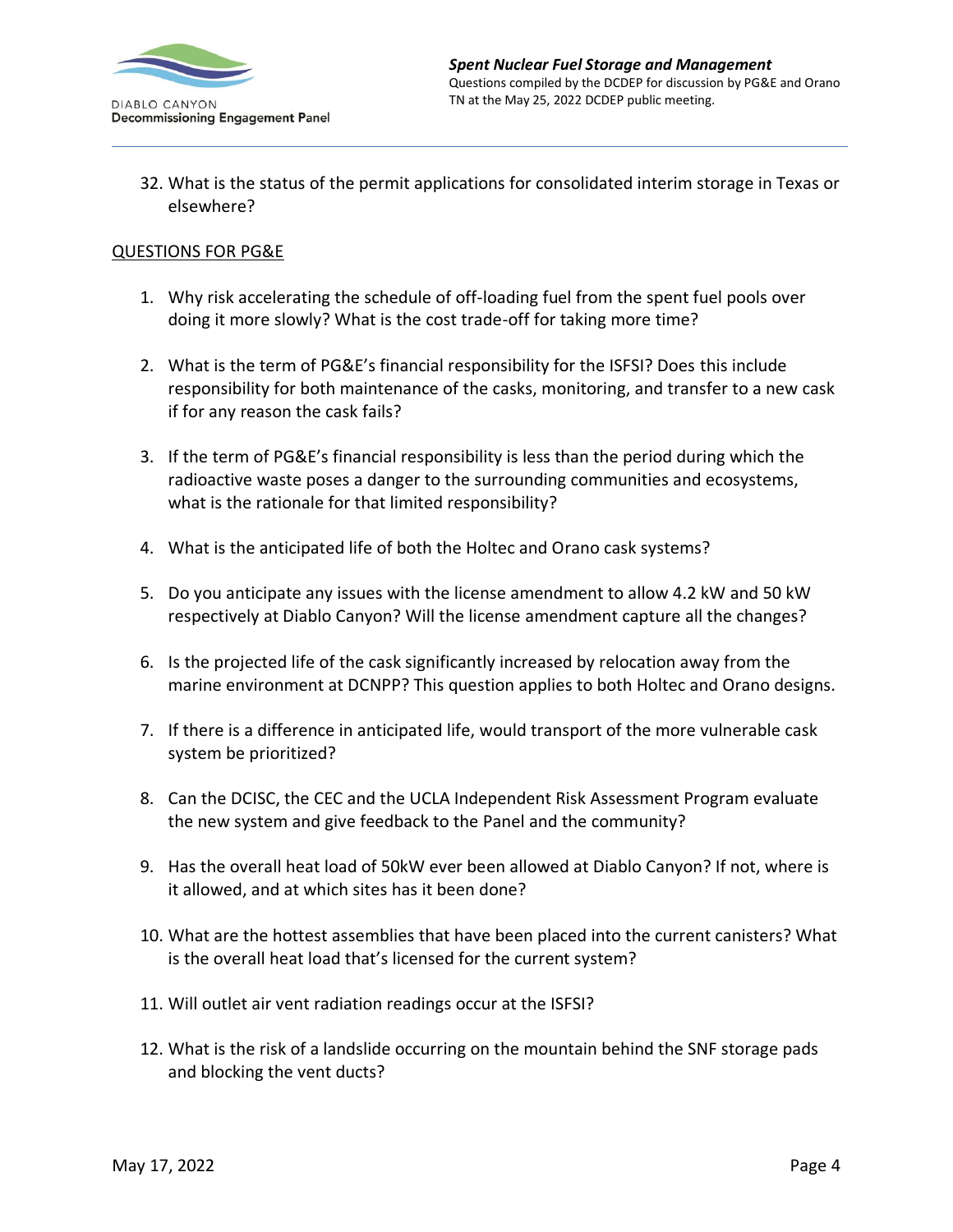32. What is the status of the permit applications for consolidated interim storage in Texas or elsewhere?

<u>QUESTIONS FOR PG&E</u>

1. Why risk accelerating the schedule of off-loading fuel from the spent fuel pools over doing it more slowly? What is the cost trade-off for taking more time?

2. What is the term of PG&E's financial responsibility for the ISFSI? Does this include responsibility for both maintenance of the casks, monitoring, and transfer to a new cask if for any reason the cask fails?

3. If the term of PG&E's financial responsibility is less than the period during which the radioactive waste poses a danger to the surrounding communities and ecosystems, what is the rationale for that limited responsibility?

4. What is the anticipated life of both the Holtec and Orano cask systems?

5. Do you anticipate any issues with the license amendment to allow 4.2 kW and 50 kW respectively at Diablo Canyon? Will the license amendment capture all the changes?

6. Is the projected life of the cask significantly increased by relocation away from the marine environment at DCNPP? This question applies to both Holtec and Orano designs.

7. If there is a difference in anticipated life, would transport of the more vulnerable cask system be prioritized?

8. Can the DCISC, the CEC and the UCLA Independent Risk Assessment Program evaluate the new system and give feedback to the Panel and the community?

9. Has the overall heat load of 50kW ever been allowed at Diablo Canyon? If not, where is it allowed, and at which sites has it been done?

10. What are the hottest assemblies that have been placed into the current canisters? What is the overall heat load that's licensed for the current system?

11. Will outlet air vent radiation readings occur at the ISFSI?

12. What is the risk of a landslide occurring on the mountain behind the SNF storage pads and blocking the vent ducts?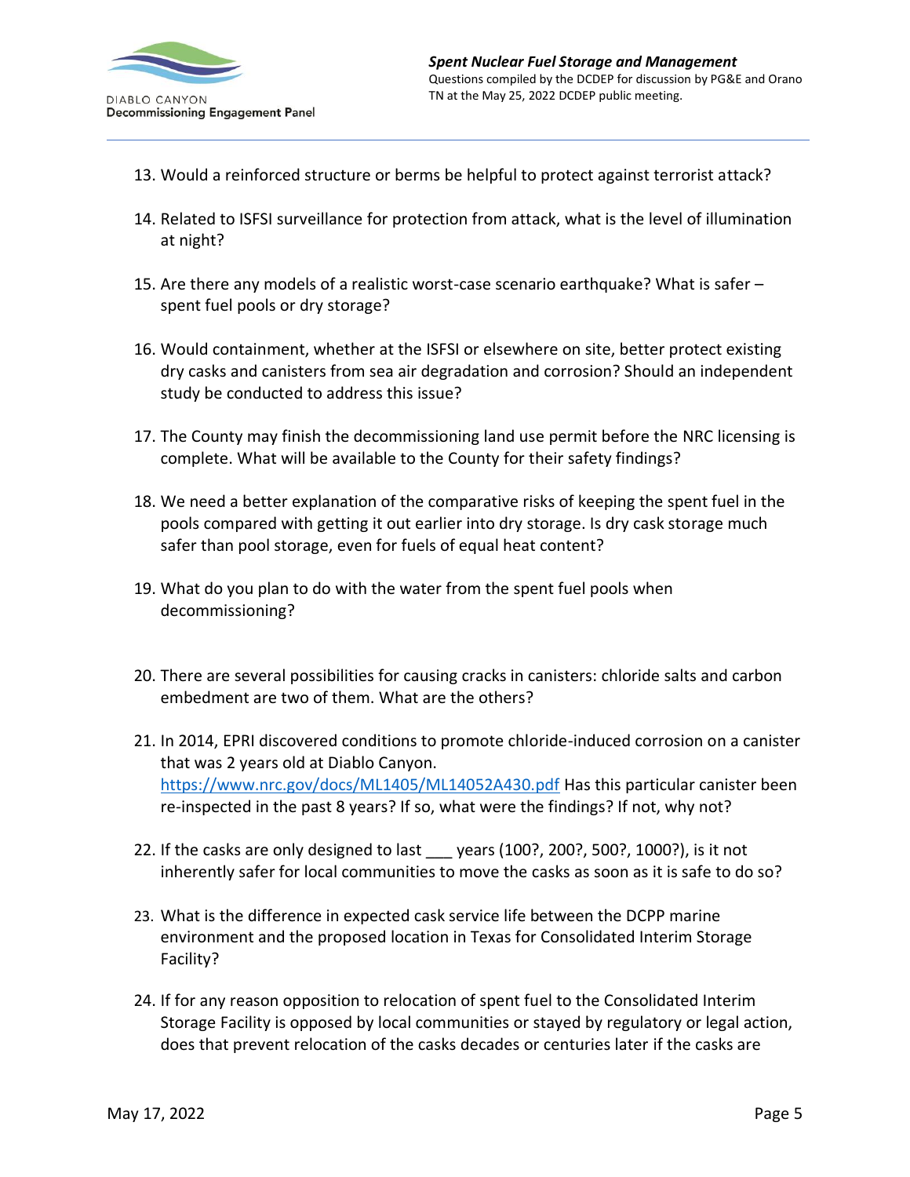13. Would a reinforced structure or berms be helpful to protect against terrorist attack?

14. Related to ISFSI surveillance for protection from attack, what is the level of illumination at night?

15. Are there any models of a realistic worst-case scenario earthquake? What is safer – spent fuel pools or dry storage?

16. Would containment, whether at the ISFSI or elsewhere on site, better protect existing dry casks and canisters from sea air degradation and corrosion? Should an independent study be conducted to address this issue?

17. The County may finish the decommissioning land use permit before the NRC licensing is complete. What will be available to the County for their safety findings?

18. We need a better explanation of the comparative risks of keeping the spent fuel in the pools compared with getting it out earlier into dry storage. Is dry cask storage much safer than pool storage, even for fuels of equal heat content?

19. What do you plan to do with the water from the spent fuel pools when decommissioning?

20. There are several possibilities for causing cracks in canisters: chloride salts and carbon embedment are two of them. What are the others?

21. In 2014, EPRI discovered conditions to promote chloride-induced corrosion on a canister that was 2 years old at Diablo Canyon. https://www.nrc.gov/docs/ML1405/ML14052A430.pdf Has this particular canister been re-inspected in the past 8 years? If so, what were the findings? If not, why not?

22. If the casks are only designed to last ___ years (100?, 200?, 500?, 1000?), is it not inherently safer for local communities to move the casks as soon as it is safe to do so?

23. What is the difference in expected cask service life between the DCPP marine environment and the proposed location in Texas for Consolidated Interim Storage Facility?

24. If for any reason opposition to relocation of spent fuel to the Consolidated Interim Storage Facility is opposed by local communities or stayed by regulatory or legal action, does that prevent relocation of the casks decades or centuries later if the casks are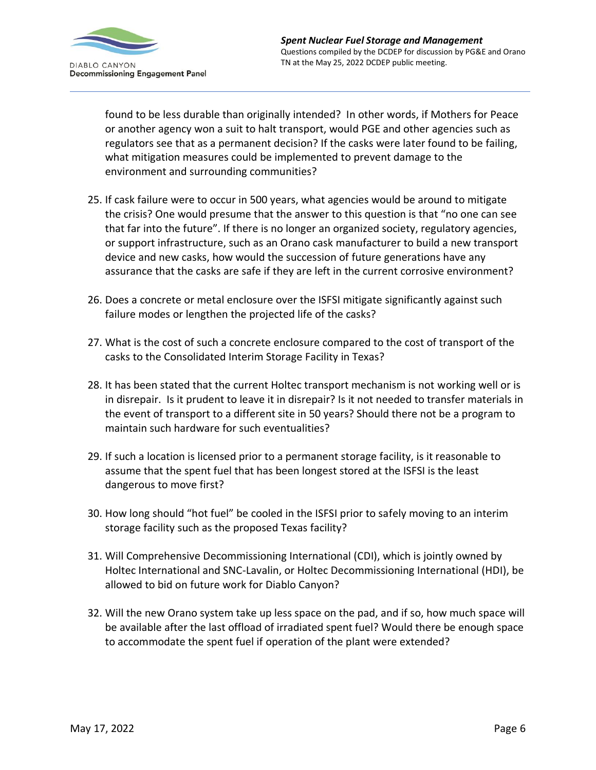found to be less durable than originally intended? In other words, if Mothers for Peace or another agency won a suit to halt transport, would PGE and other agencies such as regulators see that as a permanent decision? If the casks were later found to be failing, what mitigation measures could be implemented to prevent damage to the environment and surrounding communities?

25. If cask failure were to occur in 500 years, what agencies would be around to mitigate the crisis? One would presume that the answer to this question is that "no one can see that far into the future". If there is no longer an organized society, regulatory agencies, or support infrastructure, such as an Orano cask manufacturer to build a new transport device and new casks, how would the succession of future generations have any assurance that the casks are safe if they are left in the current corrosive environment?

26. Does a concrete or metal enclosure over the ISFSI mitigate significantly against such failure modes or lengthen the projected life of the casks?

27. What is the cost of such a concrete enclosure compared to the cost of transport of the casks to the Consolidated Interim Storage Facility in Texas?

28. It has been stated that the current Holtec transport mechanism is not working well or is in disrepair. Is it prudent to leave it in disrepair? Is it not needed to transfer materials in the event of transport to a different site in 50 years? Should there not be a program to maintain such hardware for such eventualities?

29. If such a location is licensed prior to a permanent storage facility, is it reasonable to assume that the spent fuel that has been longest stored at the ISFSI is the least dangerous to move first?

30. How long should "hot fuel" be cooled in the ISFSI prior to safely moving to an interim storage facility such as the proposed Texas facility?

31. Will Comprehensive Decommissioning International (CDI), which is jointly owned by Holtec International and SNC-Lavalin, or Holtec Decommissioning International (HDI), be allowed to bid on future work for Diablo Canyon?

32. Will the new Orano system take up less space on the pad, and if so, how much space will be available after the last offload of irradiated spent fuel? Would there be enough space to accommodate the spent fuel if operation of the plant were extended?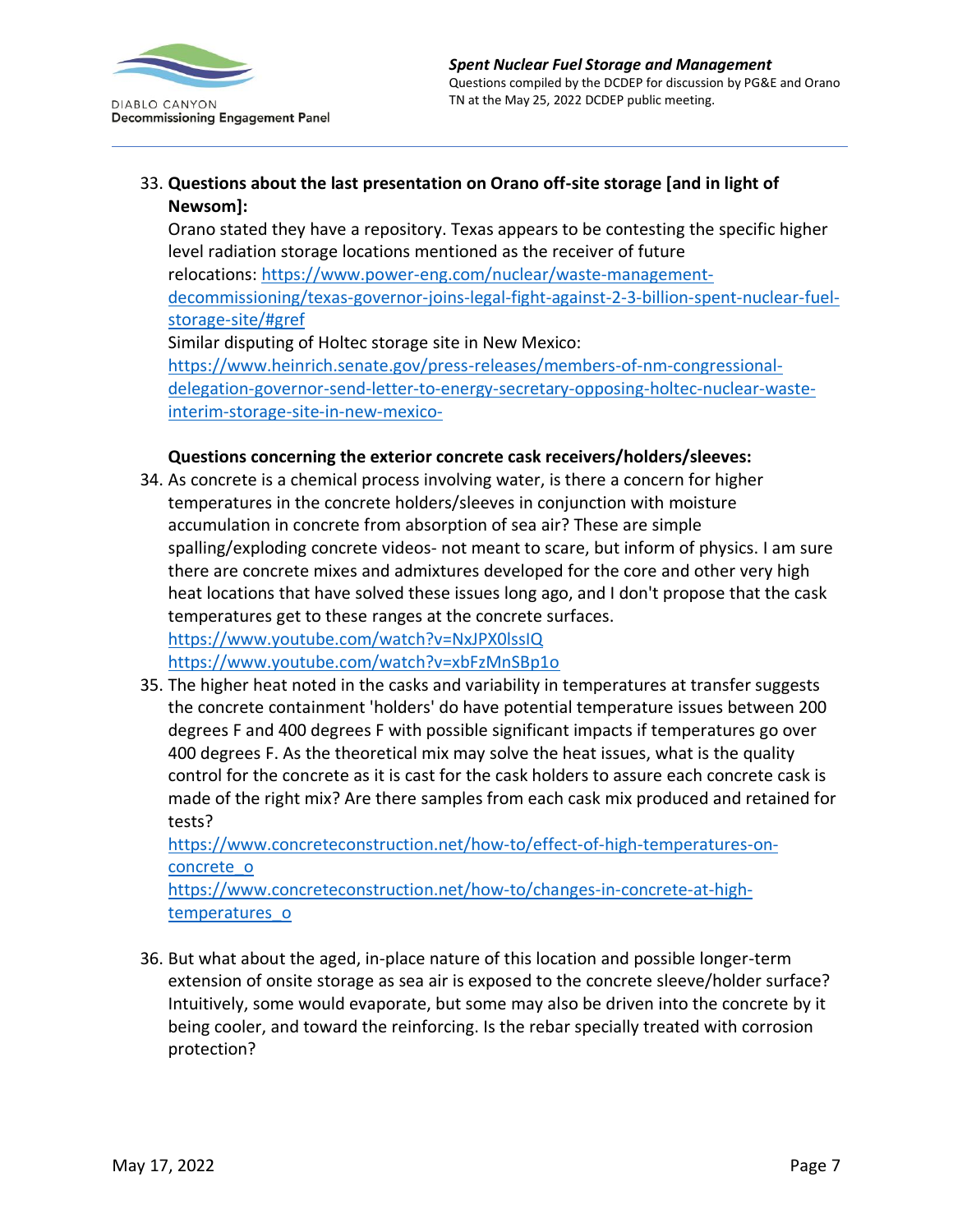33. **Questions about the last presentation on Orano off-site storage [and in light of Newsom]:**
    Orano stated they have a repository. Texas appears to be contesting the specific higher level radiation storage locations mentioned as the receiver of future relocations: https://www.power-eng.com/nuclear/waste-management-decommissioning/texas-governor-joins-legal-fight-against-2-3-billion-spent-nuclear-fuel-storage-site/#gref
    Similar disputing of Holtec storage site in New Mexico: https://www.heinrich.senate.gov/press-releases/members-of-nm-congressional-delegation-governor-send-letter-to-energy-secretary-opposing-holtec-nuclear-waste-interim-storage-site-in-new-mexico-

    **Questions concerning the exterior concrete cask receivers/holders/sleeves:**

34. As concrete is a chemical process involving water, is there a concern for higher temperatures in the concrete holders/sleeves in conjunction with moisture accumulation in concrete from absorption of sea air? These are simple spalling/exploding concrete videos- not meant to scare, but inform of physics. I am sure there are concrete mixes and admixtures developed for the core and other very high heat locations that have solved these issues long ago, and I don't propose that the cask temperatures get to these ranges at the concrete surfaces.
    https://www.youtube.com/watch?v=NxJPX0lssIQ
    https://www.youtube.com/watch?v=xbFzMnSBp1o
35. The higher heat noted in the casks and variability in temperatures at transfer suggests the concrete containment 'holders' do have potential temperature issues between 200 degrees F and 400 degrees F with possible significant impacts if temperatures go over 400 degrees F. As the theoretical mix may solve the heat issues, what is the quality control for the concrete as it is cast for the cask holders to assure each concrete cask is made of the right mix? Are there samples from each cask mix produced and retained for tests?
    https://www.concreteconstruction.net/how-to/effect-of-high-temperatures-on-concrete_o
    https://www.concreteconstruction.net/how-to/changes-in-concrete-at-high-temperatures_o
36. But what about the aged, in-place nature of this location and possible longer-term extension of onsite storage as sea air is exposed to the concrete sleeve/holder surface? Intuitively, some would evaporate, but some may also be driven into the concrete by it being cooler, and toward the reinforcing. Is the rebar specially treated with corrosion protection?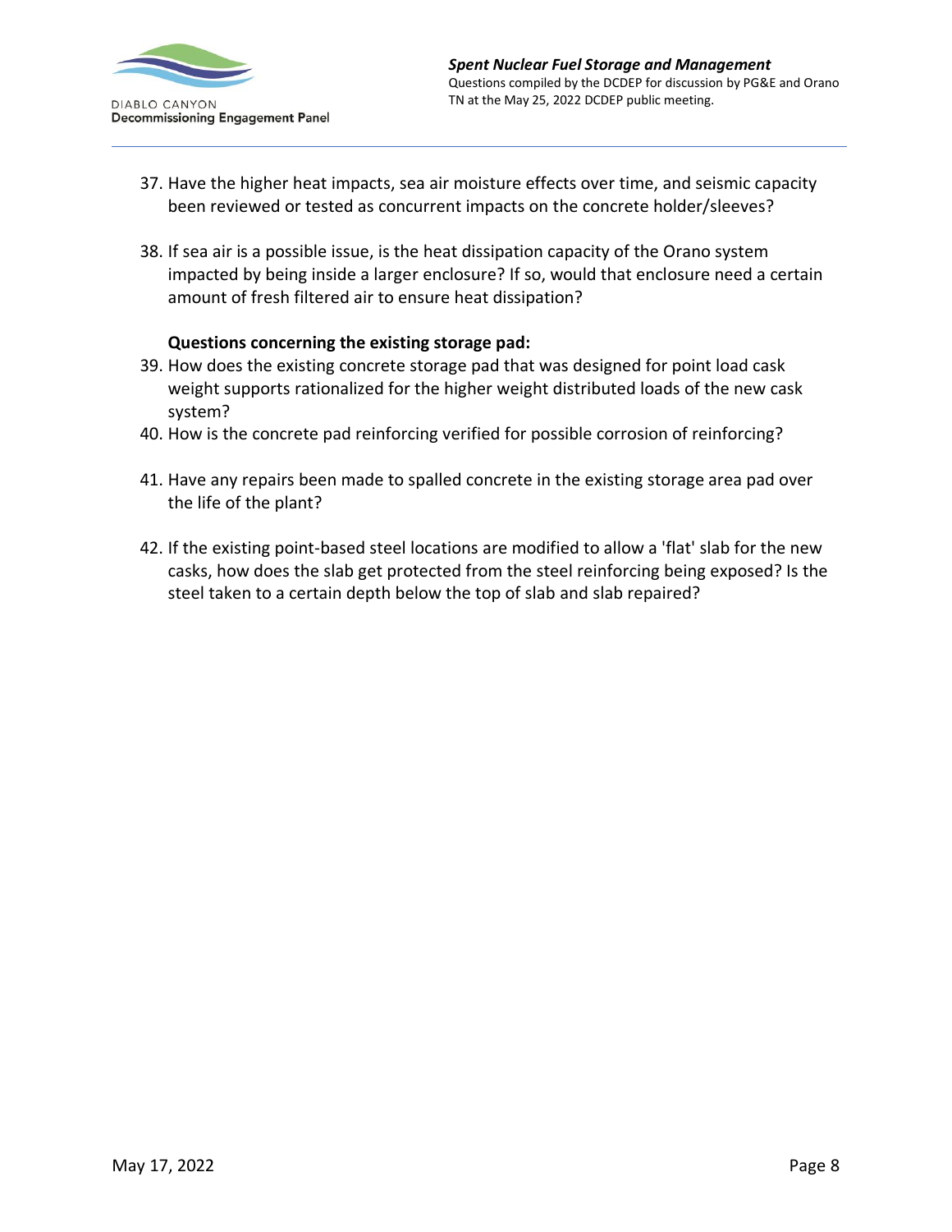37. Have the higher heat impacts, sea air moisture effects over time, and seismic capacity been reviewed or tested as concurrent impacts on the concrete holder/sleeves?

38. If sea air is a possible issue, is the heat dissipation capacity of the Orano system impacted by being inside a larger enclosure? If so, would that enclosure need a certain amount of fresh filtered air to ensure heat dissipation?

**Questions concerning the existing storage pad:**

39. How does the existing concrete storage pad that was designed for point load cask weight supports rationalized for the higher weight distributed loads of the new cask system?
40. How is the concrete pad reinforcing verified for possible corrosion of reinforcing?

41. Have any repairs been made to spalled concrete in the existing storage area pad over the life of the plant?

42. If the existing point-based steel locations are modified to allow a 'flat' slab for the new casks, how does the slab get protected from the steel reinforcing being exposed? Is the steel taken to a certain depth below the top of slab and slab repaired?